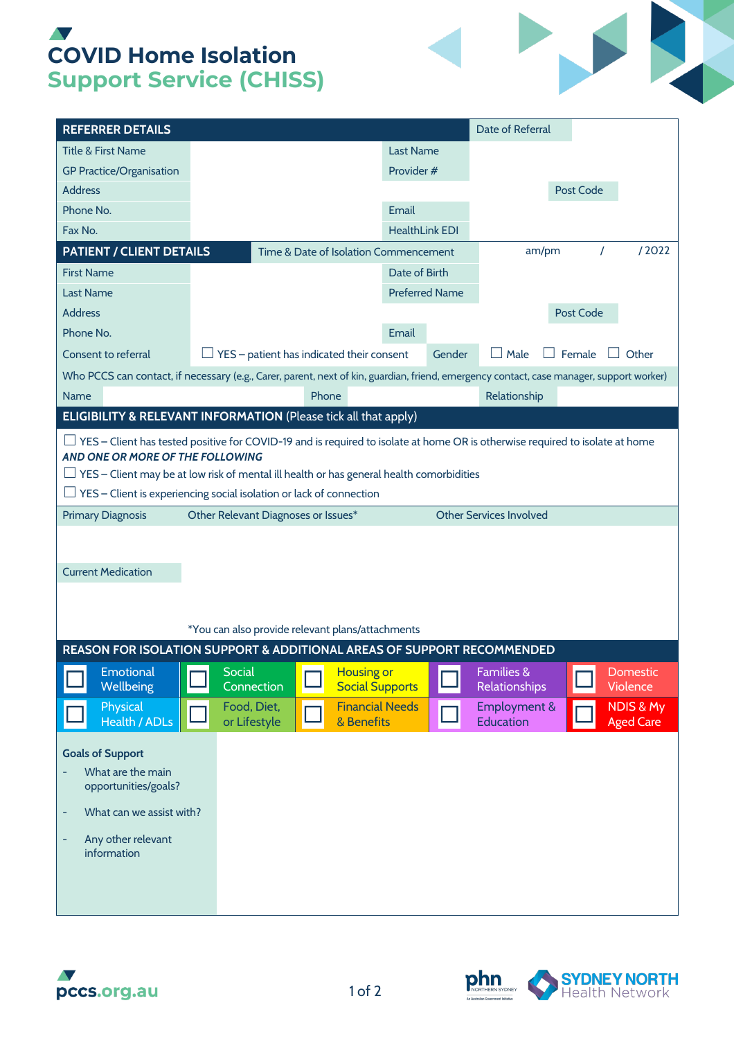# COVID Home Isolation
## Support Service (CHISS)

| REFERRER DETAILS | | | | Date of Referral | |
|---|---|---|---|---|---|
| Title & First Name | | Last Name | | | |
| GP Practice/Organisation | | Provider # | | | |
| Address | | | | Post Code | |
| Phone No. | | Email | | | |
| Fax No. | | HealthLink EDI | | | |

| PATIENT / CLIENT DETAILS | Time & Date of Isolation Commencement | am/pm / /2022 | | | |
|---|---|---|---|---|---|
| First Name | | Date of Birth | | | |
| Last Name | | Preferred Name | | | |
| Address | | | | Post Code | |
| Phone No. | | Email | | | |
| Consent to referral | ☐ YES – patient has indicated their consent | Gender | ☐ Male ☐ Female ☐ Other | | |

Who PCCS can contact, if necessary (e.g., Carer, parent, next of kin, guardian, friend, emergency contact, case manager, support worker)

| Name | | Phone | | Relationship | |
|---|---|---|---|---|---|

## ELIGIBILITY & RELEVANT INFORMATION (Please tick all that apply)

☐ YES – Client has tested positive for COVID-19 and is required to isolate at home OR is otherwise required to isolate at home

***AND ONE OR MORE OF THE FOLLOWING***

☐ YES – Client may be at low risk of mental ill health or has general health comorbidities

☐ YES – Client is experiencing social isolation or lack of connection

| Primary Diagnosis | Other Relevant Diagnoses or Issues* | Other Services Involved |
|---|---|---|
| | | |

Current Medication

*You can also provide relevant plans/attachments

## REASON FOR ISOLATION SUPPORT & ADDITIONAL AREAS OF SUPPORT RECOMMENDED

| | | | | |
|---|---|---|---|---|
| ☐ Emotional Wellbeing | ☐ Social Connection | ☐ Housing or Social Supports | ☐ Families & Relationships | ☐ Domestic Violence |
| ☐ Physical Health / ADLs | ☐ Food, Diet, or Lifestyle | ☐ Financial Needs & Benefits | ☐ Employment & Education | ☐ NDIS & My Aged Care |

**Goals of Support**

- What are the main opportunities/goals?
- What can we assist with?
- Any other relevant information

pccs.org.au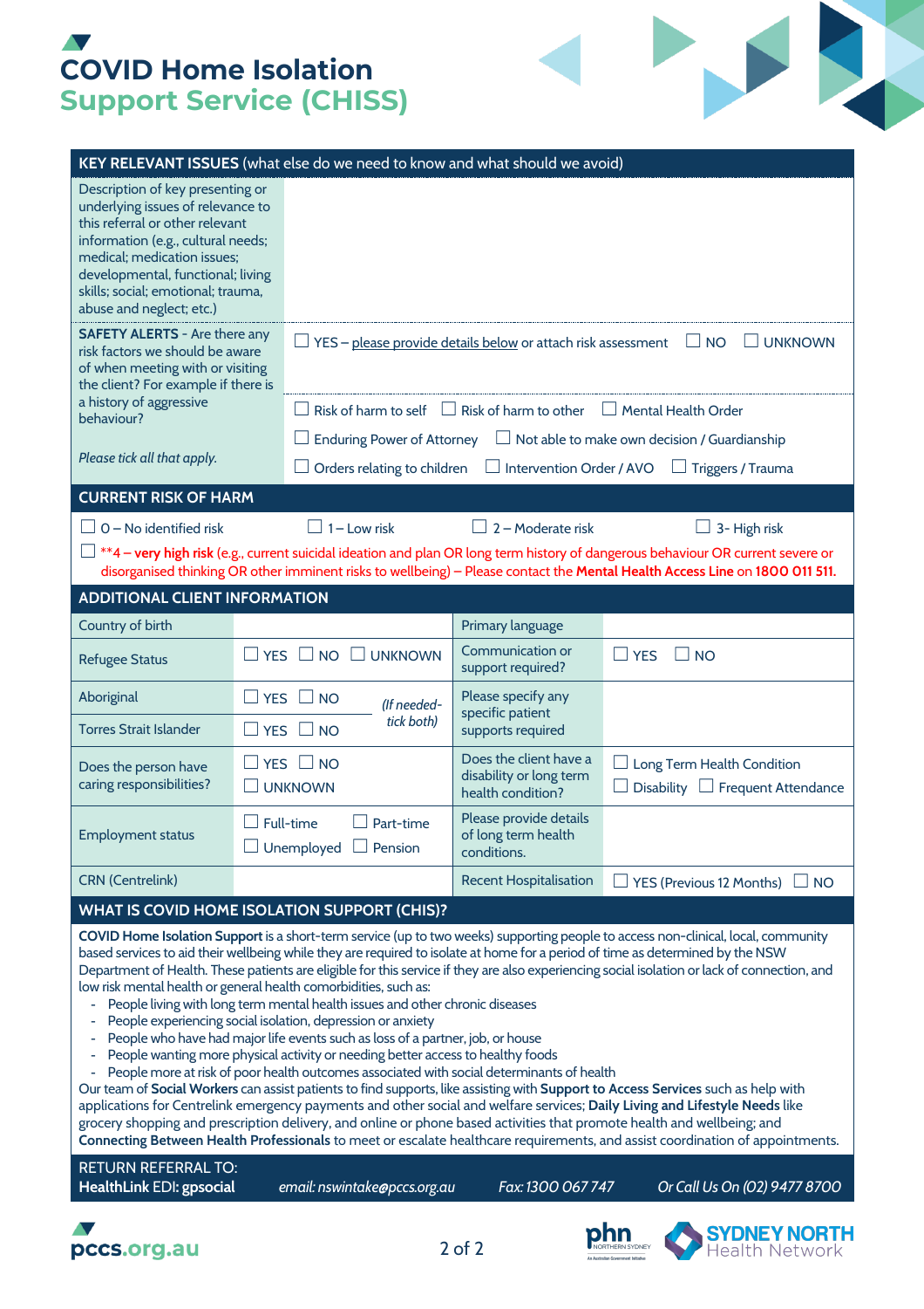# COVID Home Isolation Support Service (CHISS)

| **KEY RELEVANT ISSUES** (what else do we need to know and what should we avoid) | |
|---|---|
| Description of key presenting or underlying issues of relevance to this referral or other relevant information (e.g., cultural needs; medical; medication issues; developmental, functional; living skills; social; emotional; trauma, abuse and neglect; etc.) | |
| **SAFETY ALERTS** - Are there any risk factors we should be aware of when meeting with or visiting the client? For example if there is a history of aggressive behaviour? *Please tick all that apply.* | ☐ YES – please provide details below or attach risk assessment ☐ NO ☐ UNKNOWN |
| | ☐ Risk of harm to self ☐ Risk of harm to other ☐ Mental Health Order ☐ Enduring Power of Attorney ☐ Not able to make own decision / Guardianship ☐ Orders relating to children ☐ Intervention Order / AVO ☐ Triggers / Trauma |

## CURRENT RISK OF HARM

☐ 0 – No identified risk ☐ 1 – Low risk ☐ 2 – Moderate risk ☐ 3- High risk

☐ **4 – very high risk** (e.g., current suicidal ideation and plan OR long term history of dangerous behaviour OR current severe or disorganised thinking OR other imminent risks to wellbeing) – Please contact the **Mental Health Access Line** on **1800 011 511.**

## ADDITIONAL CLIENT INFORMATION

| | | | |
|---|---|---|---|
| Country of birth | | Primary language | |
| Refugee Status | ☐ YES ☐ NO ☐ UNKNOWN | Communication or support required? | ☐ YES ☐ NO |
| Aboriginal | ☐ YES ☐ NO *(If needed- tick both)* | Please specify any specific patient supports required | |
| Torres Strait Islander | ☐ YES ☐ NO | | |
| Does the person have caring responsibilities? | ☐ YES ☐ NO ☐ UNKNOWN | Does the client have a disability or long term health condition? | ☐ Long Term Health Condition ☐ Disability ☐ Frequent Attendance |
| Employment status | ☐ Full-time ☐ Part-time ☐ Unemployed ☐ Pension | Please provide details of long term health conditions. | |
| CRN (Centrelink) | | Recent Hospitalisation | ☐ YES (Previous 12 Months) ☐ NO |

## WHAT IS COVID HOME ISOLATION SUPPORT (CHIS)?

**COVID Home Isolation Support** is a short-term service (up to two weeks) supporting people to access non-clinical, local, community based services to aid their wellbeing while they are required to isolate at home for a period of time as determined by the NSW Department of Health. These patients are eligible for this service if they are also experiencing social isolation or lack of connection, and low risk mental health or general health comorbidities, such as:

- People living with long term mental health issues and other chronic diseases
- People experiencing social isolation, depression or anxiety
- People who have had major life events such as loss of a partner, job, or house
- People wanting more physical activity or needing better access to healthy foods
- People more at risk of poor health outcomes associated with social determinants of health

Our team of **Social Workers** can assist patients to find supports, like assisting with **Support to Access Services** such as help with applications for Centrelink emergency payments and other social and welfare services; **Daily Living and Lifestyle Needs** like grocery shopping and prescription delivery, and online or phone based activities that promote health and wellbeing; and **Connecting Between Health Professionals** to meet or escalate healthcare requirements, and assist coordination of appointments.

RETURN REFERRAL TO:
**HealthLink EDI: gpsocial** *email: nswintake@pccs.org.au* *Fax: 1300 067 747* *Or Call Us On (02) 9477 8700*

pccs.org.au

phn NORTHERN SYDNEY — An Australian Government Initiative

SYDNEY NORTH Health Network